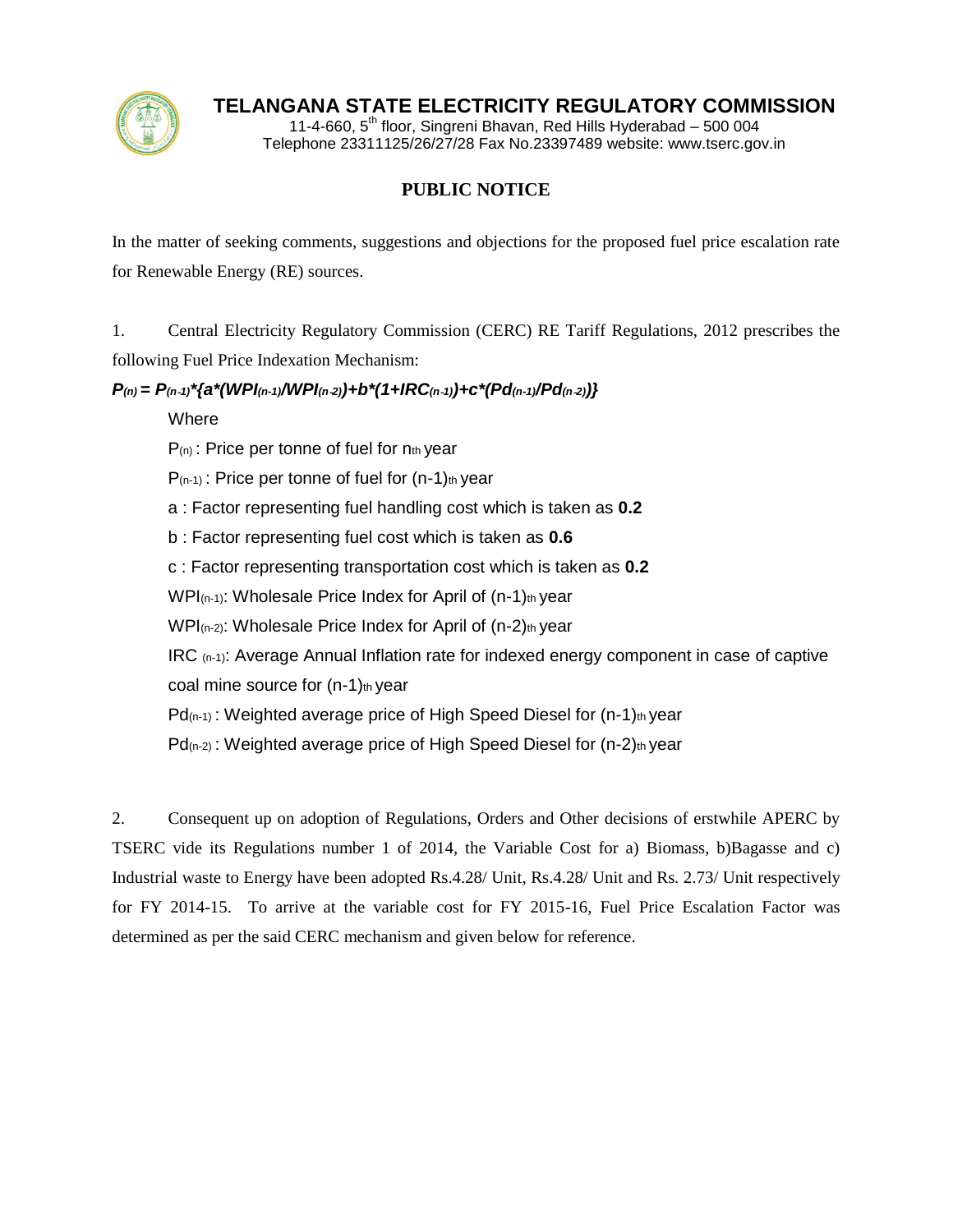# TELANGANA STATE ELECTRICITY REGULATORY COMMISSION

11-4-660, 5th floor, Singreni Bhavan, Red Hills Hyderabad – 500 004
Telephone 23311125/26/27/28 Fax No.23397489 website: www.tserc.gov.in

## PUBLIC NOTICE

In the matter of seeking comments, suggestions and objections for the proposed fuel price escalation rate for Renewable Energy (RE) sources.

1. Central Electricity Regulatory Commission (CERC) RE Tariff Regulations, 2012 prescribes the following Fuel Price Indexation Mechanism:

$$P_{(n)} = P_{(n-1)}*\{a*(WPI_{(n-1)}/WPI_{(n-2)})+b*(1+IRC_{(n-1)})+c*(Pd_{(n-1)}/Pd_{(n-2)})\}$$

Where

$P_{(n)}$ : Price per tonne of fuel for $n_{th}$ year

$P_{(n-1)}$ : Price per tonne of fuel for $(n-1)_{th}$ year

a : Factor representing fuel handling cost which is taken as **0.2**

b : Factor representing fuel cost which is taken as **0.6**

c : Factor representing transportation cost which is taken as **0.2**

$WPI_{(n-1)}$: Wholesale Price Index for April of $(n-1)_{th}$ year

$WPI_{(n-2)}$: Wholesale Price Index for April of $(n-2)_{th}$ year

$IRC_{(n-1)}$: Average Annual Inflation rate for indexed energy component in case of captive coal mine source for $(n-1)_{th}$ year

$Pd_{(n-1)}$ : Weighted average price of High Speed Diesel for $(n-1)_{th}$ year

$Pd_{(n-2)}$ : Weighted average price of High Speed Diesel for $(n-2)_{th}$ year

2. Consequent up on adoption of Regulations, Orders and Other decisions of erstwhile APERC by TSERC vide its Regulations number 1 of 2014, the Variable Cost for a) Biomass, b)Bagasse and c) Industrial waste to Energy have been adopted Rs.4.28/ Unit, Rs.4.28/ Unit and Rs. 2.73/ Unit respectively for FY 2014-15. To arrive at the variable cost for FY 2015-16, Fuel Price Escalation Factor was determined as per the said CERC mechanism and given below for reference.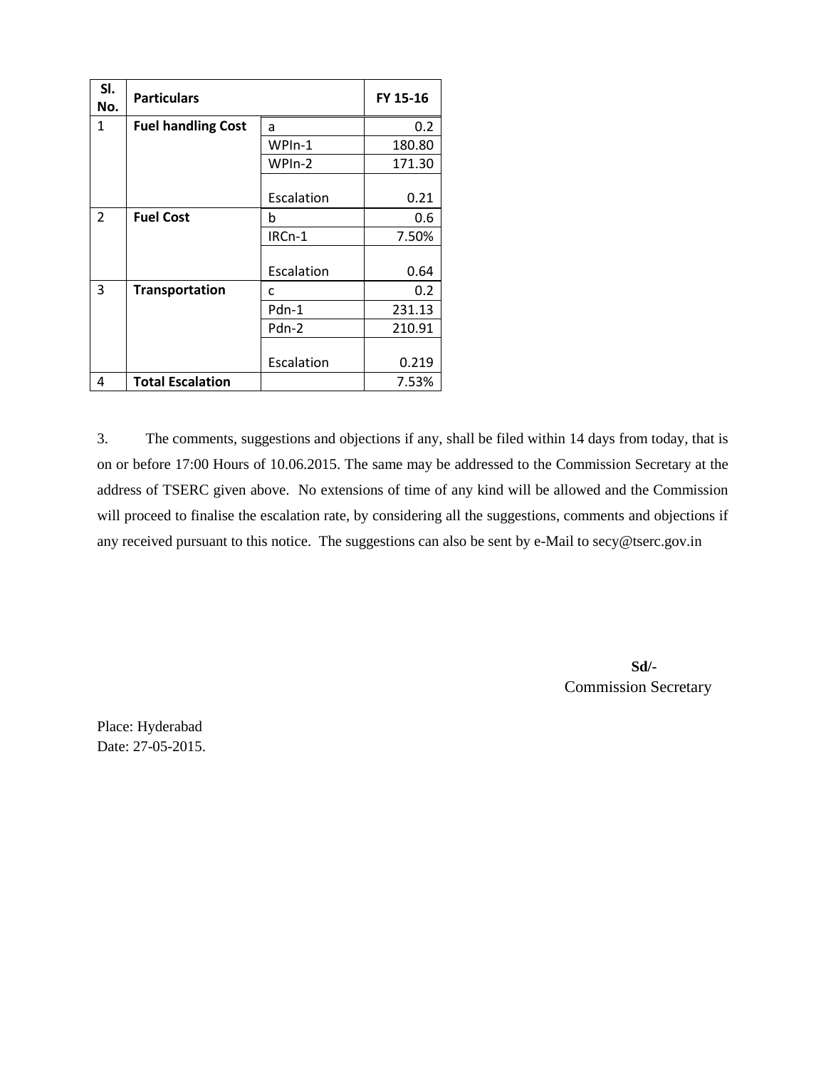| Sl. No. | Particulars | | FY 15-16 |
|---|---|---|---|
| 1 | **Fuel handling Cost** | a | 0.2 |
| | | WPIn-1 | 180.80 |
| | | WPIn-2 | 171.30 |
| | | Escalation | 0.21 |
| 2 | **Fuel Cost** | b | 0.6 |
| | | IRCn-1 | 7.50% |
| | | Escalation | 0.64 |
| 3 | **Transportation** | c | 0.2 |
| | | Pdn-1 | 231.13 |
| | | Pdn-2 | 210.91 |
| | | Escalation | 0.219 |
| 4 | **Total Escalation** | | 7.53% |

3. The comments, suggestions and objections if any, shall be filed within 14 days from today, that is on or before 17:00 Hours of 10.06.2015. The same may be addressed to the Commission Secretary at the address of TSERC given above. No extensions of time of any kind will be allowed and the Commission will proceed to finalise the escalation rate, by considering all the suggestions, comments and objections if any received pursuant to this notice. The suggestions can also be sent by e-Mail to secy@tserc.gov.in

**Sd/-**
Commission Secretary

Place: Hyderabad
Date: 27-05-2015.